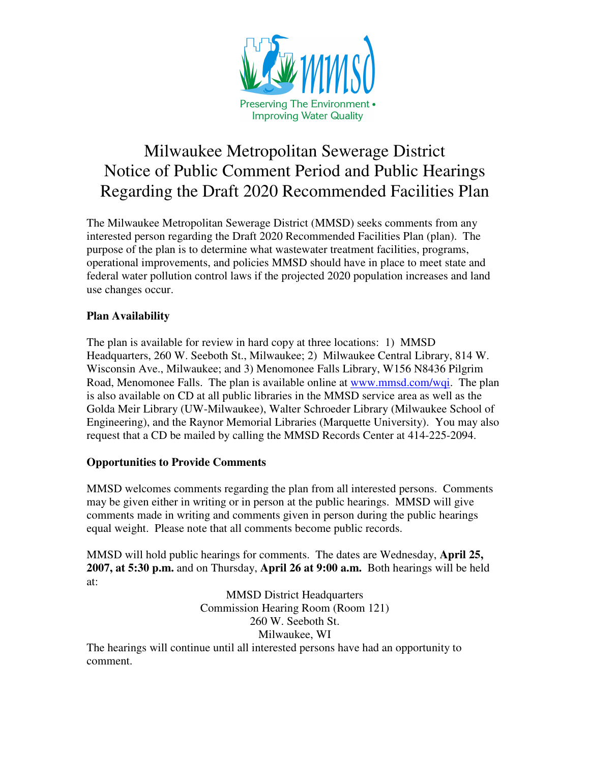Preserving The Environment • Improving Water Quality

# Milwaukee Metropolitan Sewerage District Notice of Public Comment Period and Public Hearings Regarding the Draft 2020 Recommended Facilities Plan

The Milwaukee Metropolitan Sewerage District (MMSD) seeks comments from any interested person regarding the Draft 2020 Recommended Facilities Plan (plan). The purpose of the plan is to determine what wastewater treatment facilities, programs, operational improvements, and policies MMSD should have in place to meet state and federal water pollution control laws if the projected 2020 population increases and land use changes occur.

**Plan Availability**

The plan is available for review in hard copy at three locations: 1) MMSD Headquarters, 260 W. Seeboth St., Milwaukee; 2) Milwaukee Central Library, 814 W. Wisconsin Ave., Milwaukee; and 3) Menomonee Falls Library, W156 N8436 Pilgrim Road, Menomonee Falls. The plan is available online at [www.mmsd.com/wqi](www.mmsd.com/wqi). The plan is also available on CD at all public libraries in the MMSD service area as well as the Golda Meir Library (UW-Milwaukee), Walter Schroeder Library (Milwaukee School of Engineering), and the Raynor Memorial Libraries (Marquette University). You may also request that a CD be mailed by calling the MMSD Records Center at 414-225-2094.

**Opportunities to Provide Comments**

MMSD welcomes comments regarding the plan from all interested persons. Comments may be given either in writing or in person at the public hearings. MMSD will give comments made in writing and comments given in person during the public hearings equal weight. Please note that all comments become public records.

MMSD will hold public hearings for comments. The dates are Wednesday, **April 25, 2007, at 5:30 p.m.** and on Thursday, **April 26 at 9:00 a.m.** Both hearings will be held at:

MMSD District Headquarters
Commission Hearing Room (Room 121)
260 W. Seeboth St.
Milwaukee, WI

The hearings will continue until all interested persons have had an opportunity to comment.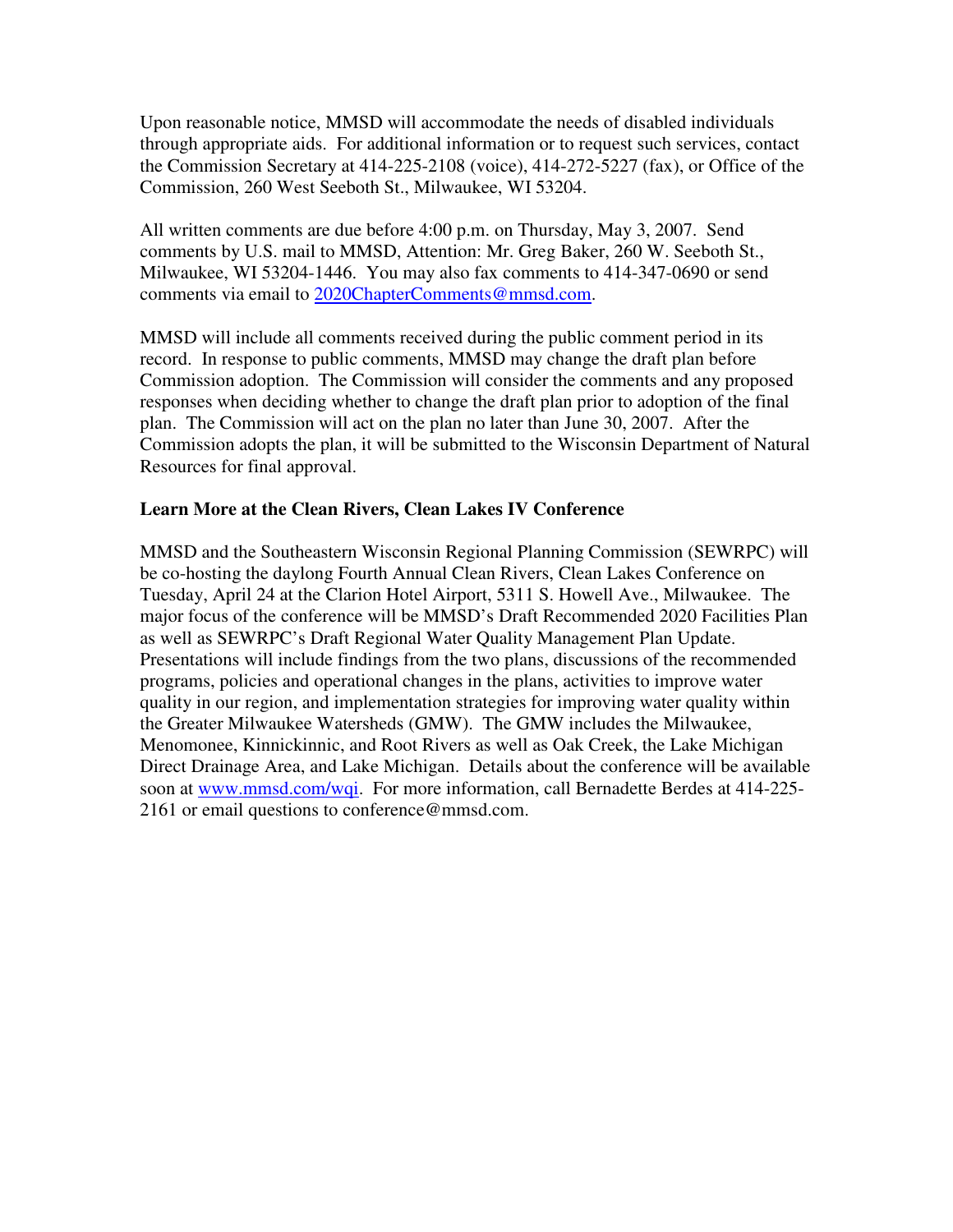Upon reasonable notice, MMSD will accommodate the needs of disabled individuals through appropriate aids. For additional information or to request such services, contact the Commission Secretary at 414-225-2108 (voice), 414-272-5227 (fax), or Office of the Commission, 260 West Seeboth St., Milwaukee, WI 53204.

All written comments are due before 4:00 p.m. on Thursday, May 3, 2007. Send comments by U.S. mail to MMSD, Attention: Mr. Greg Baker, 260 W. Seeboth St., Milwaukee, WI 53204-1446. You may also fax comments to 414-347-0690 or send comments via email to 2020ChapterComments@mmsd.com.

MMSD will include all comments received during the public comment period in its record. In response to public comments, MMSD may change the draft plan before Commission adoption. The Commission will consider the comments and any proposed responses when deciding whether to change the draft plan prior to adoption of the final plan. The Commission will act on the plan no later than June 30, 2007. After the Commission adopts the plan, it will be submitted to the Wisconsin Department of Natural Resources for final approval.

**Learn More at the Clean Rivers, Clean Lakes IV Conference**

MMSD and the Southeastern Wisconsin Regional Planning Commission (SEWRPC) will be co-hosting the daylong Fourth Annual Clean Rivers, Clean Lakes Conference on Tuesday, April 24 at the Clarion Hotel Airport, 5311 S. Howell Ave., Milwaukee. The major focus of the conference will be MMSD's Draft Recommended 2020 Facilities Plan as well as SEWRPC's Draft Regional Water Quality Management Plan Update. Presentations will include findings from the two plans, discussions of the recommended programs, policies and operational changes in the plans, activities to improve water quality in our region, and implementation strategies for improving water quality within the Greater Milwaukee Watersheds (GMW). The GMW includes the Milwaukee, Menomonee, Kinnickinnic, and Root Rivers as well as Oak Creek, the Lake Michigan Direct Drainage Area, and Lake Michigan. Details about the conference will be available soon at www.mmsd.com/wqi. For more information, call Bernadette Berdes at 414-225-2161 or email questions to conference@mmsd.com.